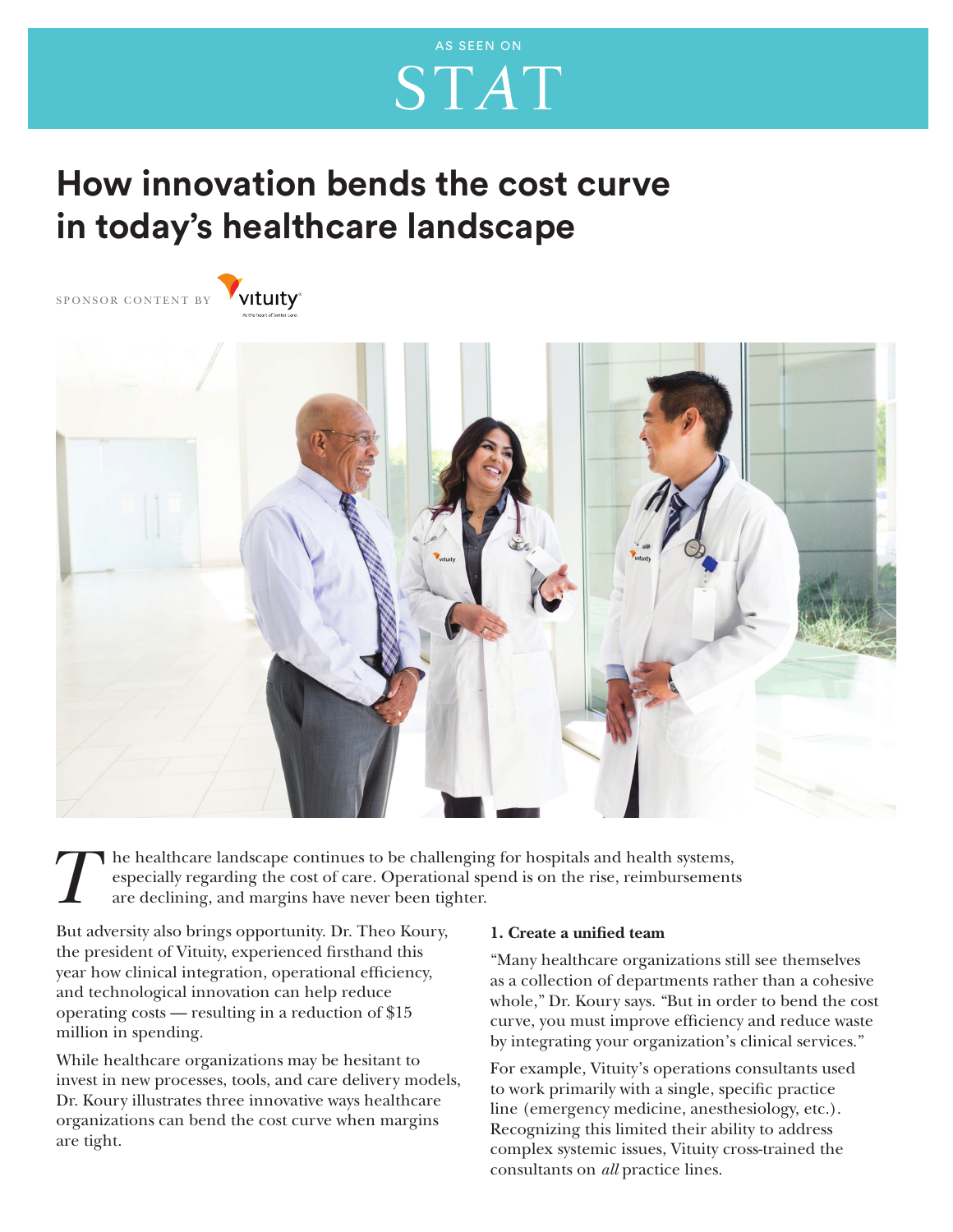AS SEEN ON

STAT

# How innovation bends the cost curve in today's healthcare landscape

SPONSOR CONTENT BY vituity

The healthcare landscape continues to be challenging for hospitals and health systems, especially regarding the cost of care. Operational spend is on the rise, reimbursements are declining, and margins have never been tighter.

But adversity also brings opportunity. Dr. Theo Koury, the president of Vituity, experienced firsthand this year how clinical integration, operational efficiency, and technological innovation can help reduce operating costs — resulting in a reduction of $15 million in spending.

While healthcare organizations may be hesitant to invest in new processes, tools, and care delivery models, Dr. Koury illustrates three innovative ways healthcare organizations can bend the cost curve when margins are tight.

**1. Create a unified team**

"Many healthcare organizations still see themselves as a collection of departments rather than a cohesive whole," Dr. Koury says. "But in order to bend the cost curve, you must improve efficiency and reduce waste by integrating your organization's clinical services."

For example, Vituity's operations consultants used to work primarily with a single, specific practice line (emergency medicine, anesthesiology, etc.). Recognizing this limited their ability to address complex systemic issues, Vituity cross-trained the consultants on *all* practice lines.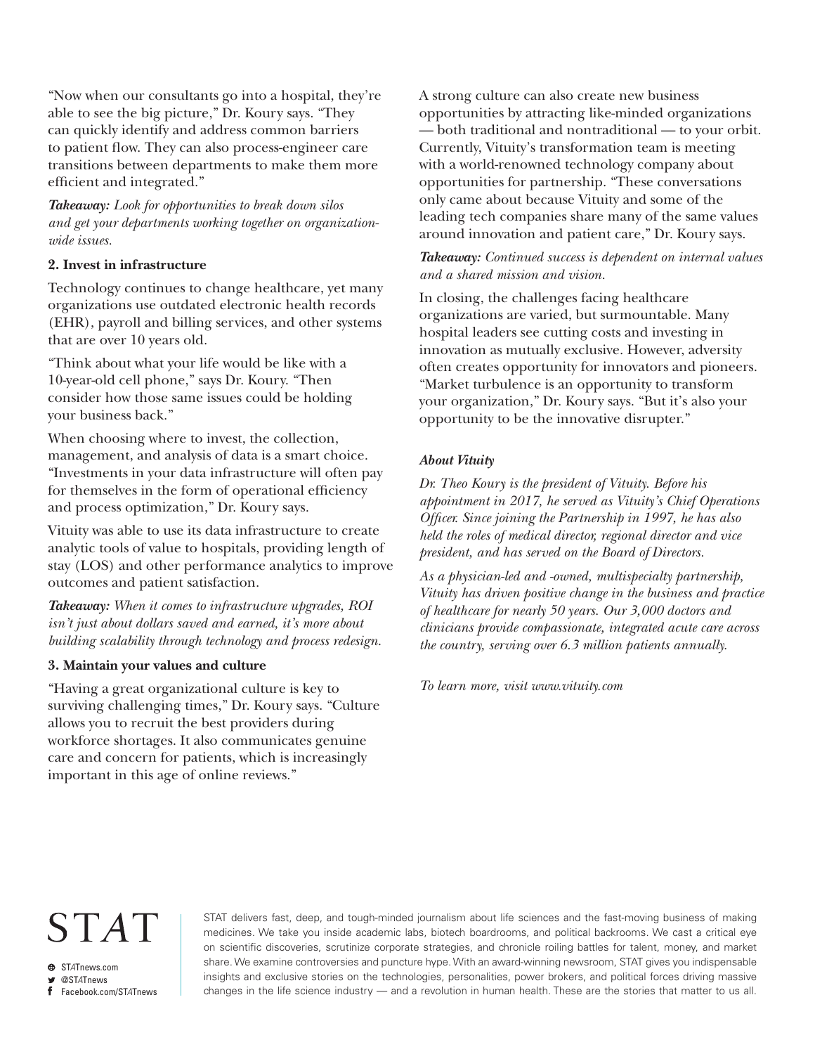"Now when our consultants go into a hospital, they're able to see the big picture," Dr. Koury says. "They can quickly identify and address common barriers to patient flow. They can also process-engineer care transitions between departments to make them more efficient and integrated."

***Takeaway:*** *Look for opportunities to break down silos and get your departments working together on organization-wide issues.*

**2. Invest in infrastructure**

Technology continues to change healthcare, yet many organizations use outdated electronic health records (EHR), payroll and billing services, and other systems that are over 10 years old.

"Think about what your life would be like with a 10-year-old cell phone," says Dr. Koury. "Then consider how those same issues could be holding your business back."

When choosing where to invest, the collection, management, and analysis of data is a smart choice. "Investments in your data infrastructure will often pay for themselves in the form of operational efficiency and process optimization," Dr. Koury says.

Vituity was able to use its data infrastructure to create analytic tools of value to hospitals, providing length of stay (LOS) and other performance analytics to improve outcomes and patient satisfaction.

***Takeaway:*** *When it comes to infrastructure upgrades, ROI isn't just about dollars saved and earned, it's more about building scalability through technology and process redesign.*

**3. Maintain your values and culture**

"Having a great organizational culture is key to surviving challenging times," Dr. Koury says. "Culture allows you to recruit the best providers during workforce shortages. It also communicates genuine care and concern for patients, which is increasingly important in this age of online reviews."

A strong culture can also create new business opportunities by attracting like-minded organizations — both traditional and nontraditional — to your orbit. Currently, Vituity's transformation team is meeting with a world-renowned technology company about opportunities for partnership. "These conversations only came about because Vituity and some of the leading tech companies share many of the same values around innovation and patient care," Dr. Koury says.

***Takeaway:*** *Continued success is dependent on internal values and a shared mission and vision.*

In closing, the challenges facing healthcare organizations are varied, but surmountable. Many hospital leaders see cutting costs and investing in innovation as mutually exclusive. However, adversity often creates opportunity for innovators and pioneers. "Market turbulence is an opportunity to transform your organization," Dr. Koury says. "But it's also your opportunity to be the innovative disrupter."

***About Vituity***

*Dr. Theo Koury is the president of Vituity. Before his appointment in 2017, he served as Vituity's Chief Operations Officer. Since joining the Partnership in 1997, he has also held the roles of medical director, regional director and vice president, and has served on the Board of Directors.*

*As a physician-led and -owned, multispecialty partnership, Vituity has driven positive change in the business and practice of healthcare for nearly 50 years. Our 3,000 doctors and clinicians provide compassionate, integrated acute care across the country, serving over 6.3 million patients annually.*

*To learn more, visit www.vituity.com*

STAT

STATnews.com
@STATnews
Facebook.com/STATnews

STAT delivers fast, deep, and tough-minded journalism about life sciences and the fast-moving business of making medicines. We take you inside academic labs, biotech boardrooms, and political backrooms. We cast a critical eye on scientific discoveries, scrutinize corporate strategies, and chronicle roiling battles for talent, money, and market share. We examine controversies and puncture hype. With an award-winning newsroom, STAT gives you indispensable insights and exclusive stories on the technologies, personalities, power brokers, and political forces driving massive changes in the life science industry — and a revolution in human health. These are the stories that matter to us all.